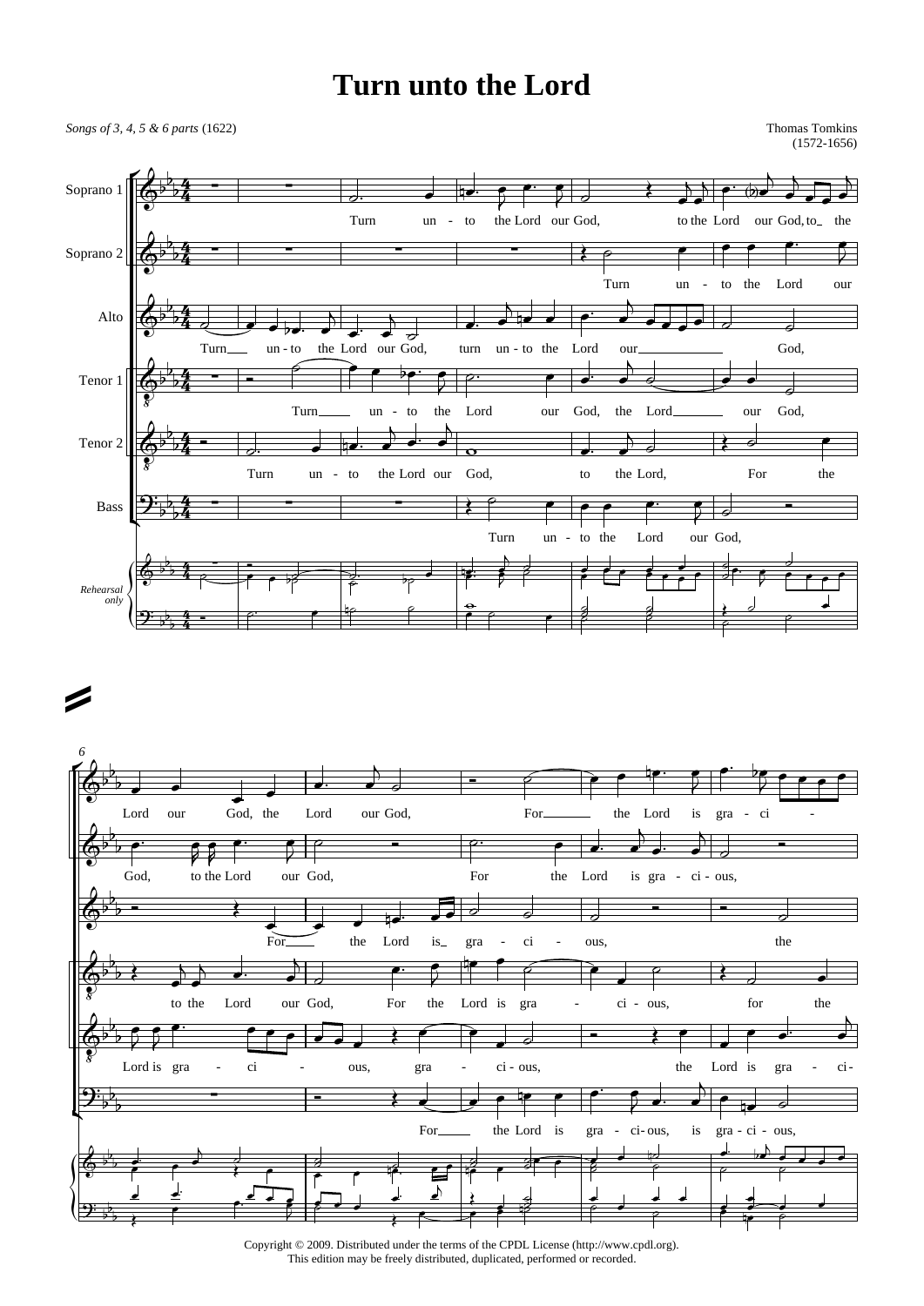# Turn unto the Lord

*Songs of 3, 4, 5 & 6 parts* (1622)

Thomas Tomkins
(1572-1656)

Copyright © 2009. Distributed under the terms of the CPDL License (http://www.cpdl.org).
This edition may be freely distributed, duplicated, performed or recorded.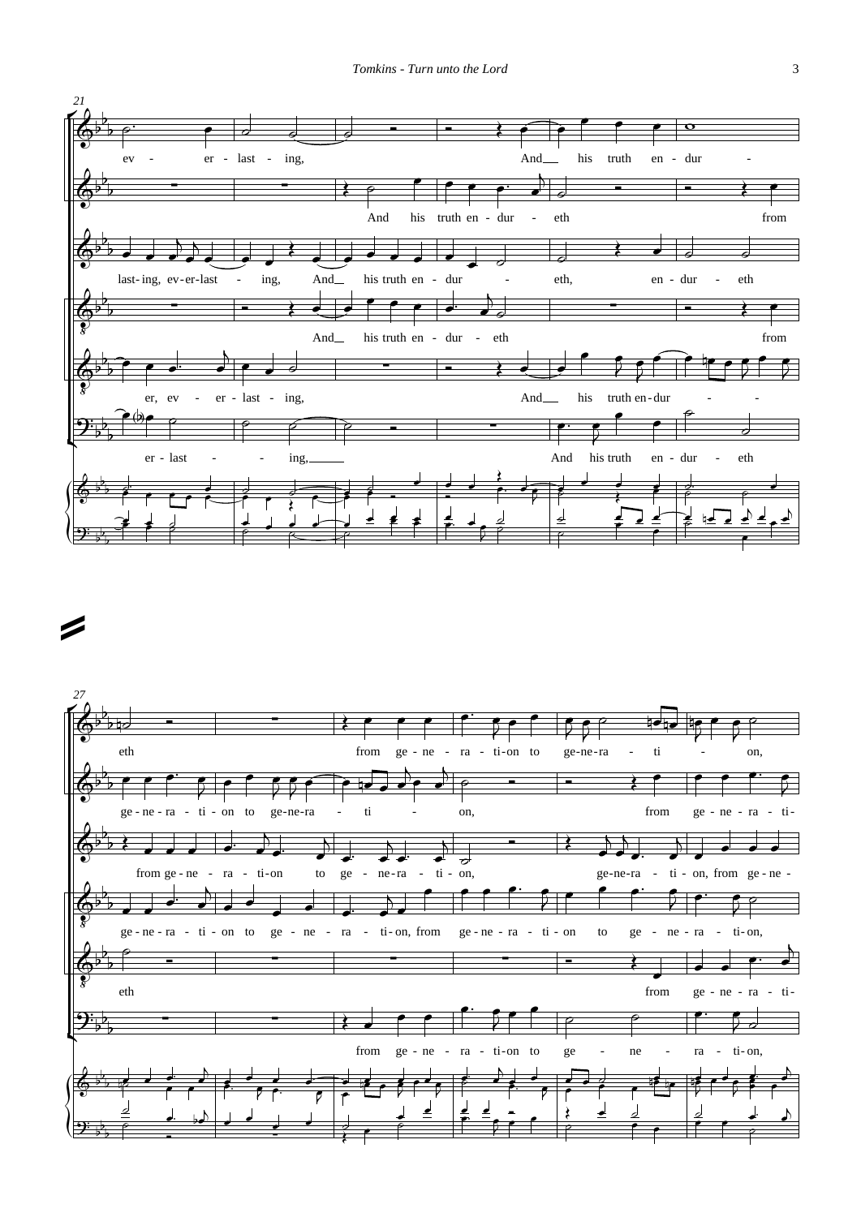21

ev - er - last - ing, And his truth en - dur -

And his truth en - dur - eth from

last- ing, ev-er-last - ing, And his truth en - dur - eth, en - dur - eth

And his truth en - dur - eth from

er, ev - er - last - ing, And his truth en-dur - -

er - last - - ing, And his truth en - dur - eth

27

eth from ge - ne - ra - ti-on to ge-ne-ra - ti - on,

ge - ne - ra - ti - on to ge-ne-ra - ti - on, from ge - ne - ra - ti-

from ge - ne - ra - ti-on to ge - ne-ra - ti - on, ge-ne-ra - ti - on, from ge - ne -

ge - ne - ra - ti - on to ge - ne - ra - ti- on, from ge - ne - ra - ti - on to ge - ne - ra - ti- on,

eth from ge - ne - ra - ti-

from ge - ne - ra - ti-on to ge - ne - ra - ti- on,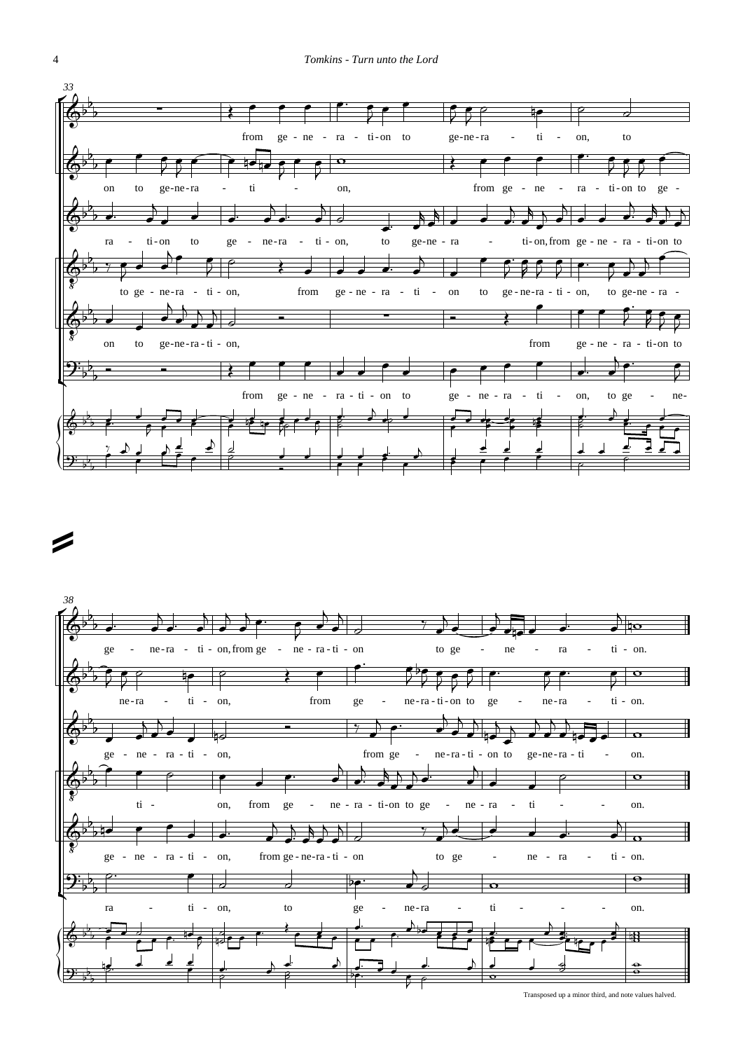Transposed up a minor third, and note values halved.